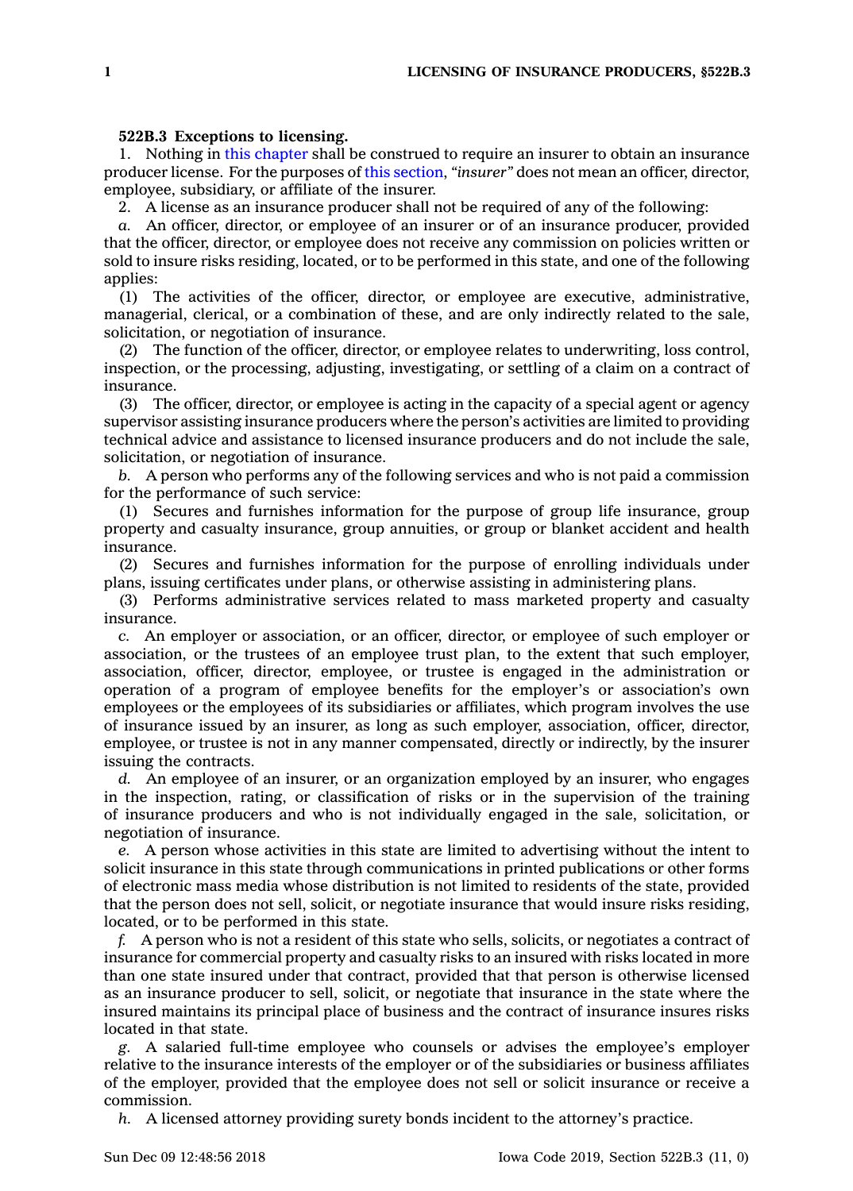**522B.3 Exceptions to licensing.**

1. Nothing in this chapter shall be construed to require an insurer to obtain an insurance producer license. For the purposes of this section, *"insurer"* does not mean an officer, director, employee, subsidiary, or affiliate of the insurer.

2. A license as an insurance producer shall not be required of any of the following:

*a.* An officer, director, or employee of an insurer or of an insurance producer, provided that the officer, director, or employee does not receive any commission on policies written or sold to insure risks residing, located, or to be performed in this state, and one of the following applies:

(1) The activities of the officer, director, or employee are executive, administrative, managerial, clerical, or a combination of these, and are only indirectly related to the sale, solicitation, or negotiation of insurance.

(2) The function of the officer, director, or employee relates to underwriting, loss control, inspection, or the processing, adjusting, investigating, or settling of a claim on a contract of insurance.

(3) The officer, director, or employee is acting in the capacity of a special agent or agency supervisor assisting insurance producers where the person's activities are limited to providing technical advice and assistance to licensed insurance producers and do not include the sale, solicitation, or negotiation of insurance.

*b.* A person who performs any of the following services and who is not paid a commission for the performance of such service:

(1) Secures and furnishes information for the purpose of group life insurance, group property and casualty insurance, group annuities, or group or blanket accident and health insurance.

(2) Secures and furnishes information for the purpose of enrolling individuals under plans, issuing certificates under plans, or otherwise assisting in administering plans.

(3) Performs administrative services related to mass marketed property and casualty insurance.

*c.* An employer or association, or an officer, director, or employee of such employer or association, or the trustees of an employee trust plan, to the extent that such employer, association, officer, director, employee, or trustee is engaged in the administration or operation of a program of employee benefits for the employer's or association's own employees or the employees of its subsidiaries or affiliates, which program involves the use of insurance issued by an insurer, as long as such employer, association, officer, director, employee, or trustee is not in any manner compensated, directly or indirectly, by the insurer issuing the contracts.

*d.* An employee of an insurer, or an organization employed by an insurer, who engages in the inspection, rating, or classification of risks or in the supervision of the training of insurance producers and who is not individually engaged in the sale, solicitation, or negotiation of insurance.

*e.* A person whose activities in this state are limited to advertising without the intent to solicit insurance in this state through communications in printed publications or other forms of electronic mass media whose distribution is not limited to residents of the state, provided that the person does not sell, solicit, or negotiate insurance that would insure risks residing, located, or to be performed in this state.

*f.* A person who is not a resident of this state who sells, solicits, or negotiates a contract of insurance for commercial property and casualty risks to an insured with risks located in more than one state insured under that contract, provided that that person is otherwise licensed as an insurance producer to sell, solicit, or negotiate that insurance in the state where the insured maintains its principal place of business and the contract of insurance insures risks located in that state.

*g.* A salaried full-time employee who counsels or advises the employee's employer relative to the insurance interests of the employer or of the subsidiaries or business affiliates of the employer, provided that the employee does not sell or solicit insurance or receive a commission.

*h.* A licensed attorney providing surety bonds incident to the attorney's practice.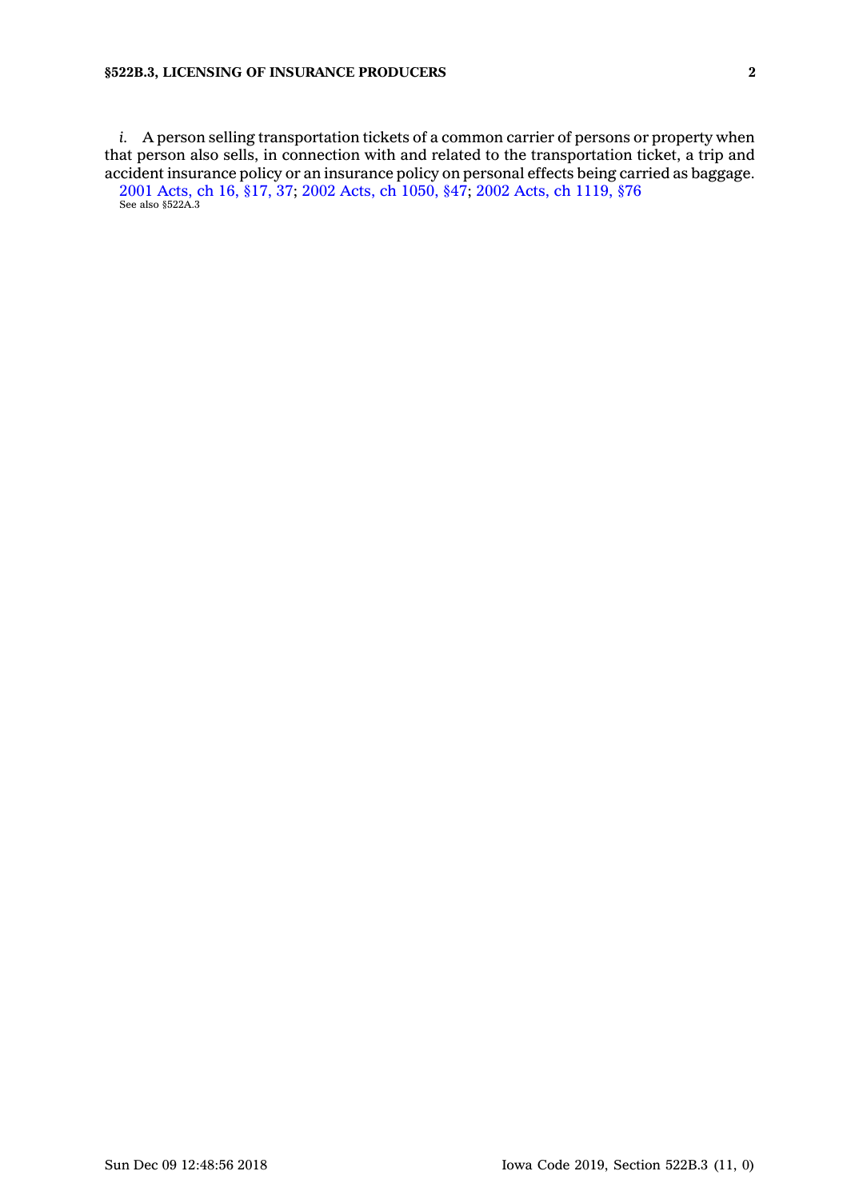*i.* A person selling transportation tickets of a common carrier of persons or property when that person also sells, in connection with and related to the transportation ticket, a trip and accident insurance policy or an insurance policy on personal effects being carried as baggage.

2001 Acts, ch 16, §17, 37; 2002 Acts, ch 1050, §47; 2002 Acts, ch 1119, §76

See also §522A.3